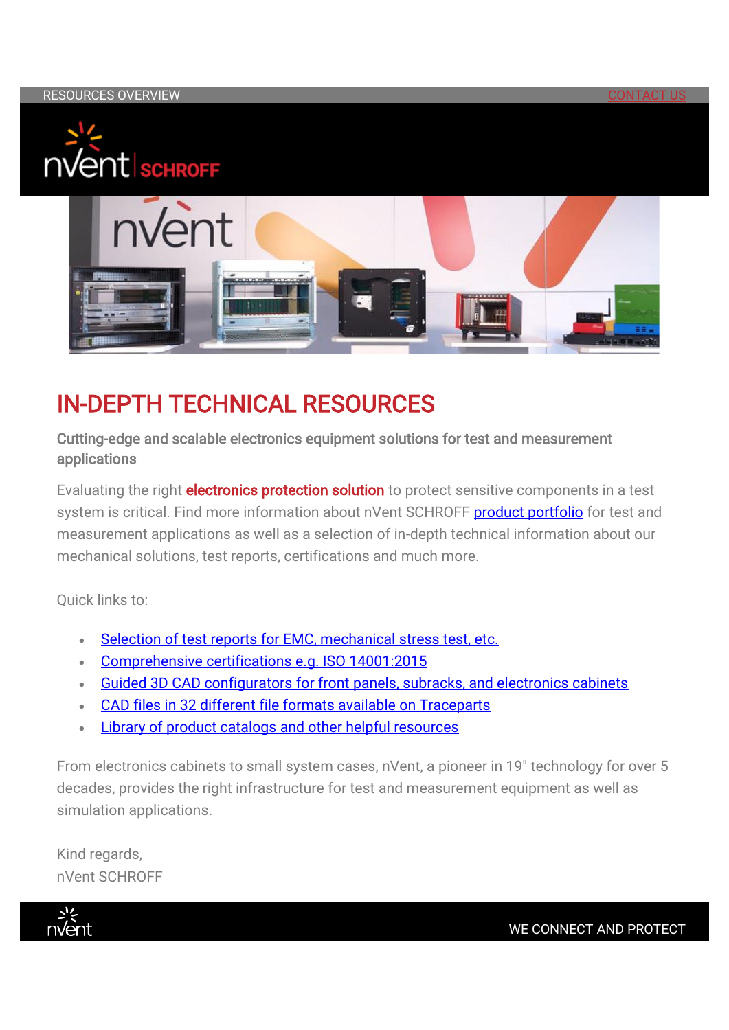RESOURCES OVERVIEW CONTACT US

# IN-DEPTH TECHNICAL RESOURCES

**Cutting-edge and scalable electronics equipment solutions for test and measurement applications**

Evaluating the right **electronics protection solution** to protect sensitive components in a test system is critical. Find more information about nVent SCHROFF product portfolio for test and measurement applications as well as a selection of in-depth technical information about our mechanical solutions, test reports, certifications and much more.

Quick links to:

- Selection of test reports for EMC, mechanical stress test, etc.
- Comprehensive certifications e.g. ISO 14001:2015
- Guided 3D CAD configurators for front panels, subracks, and electronics cabinets
- CAD files in 32 different file formats available on Traceparts
- Library of product catalogs and other helpful resources

From electronics cabinets to small system cases, nVent, a pioneer in 19" technology for over 5 decades, provides the right infrastructure for test and measurement equipment as well as simulation applications.

Kind regards,
nVent SCHROFF

WE CONNECT AND PROTECT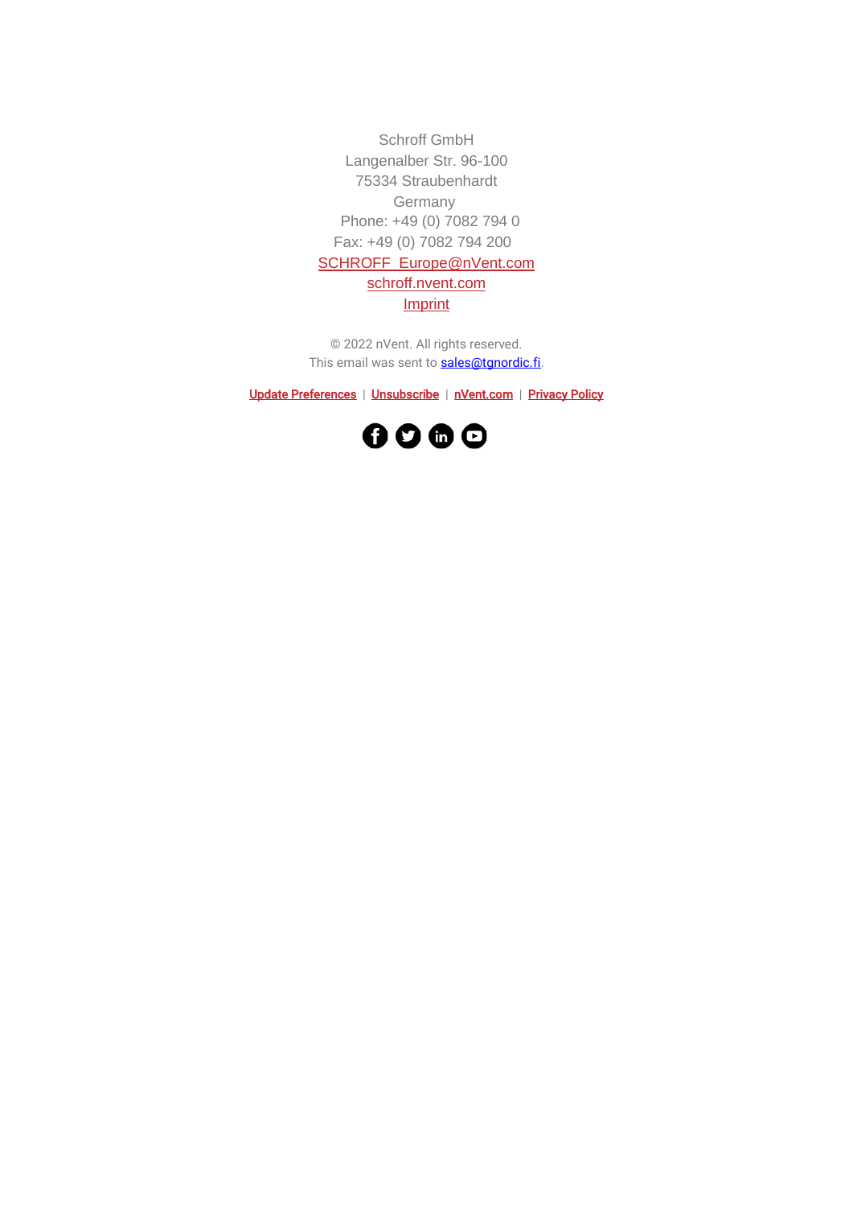Schroff GmbH
Langenalber Str. 96-100
75334 Straubenhardt
Germany
Phone: +49 (0) 7082 794 0
Fax: +49 (0) 7082 794 200
SCHROFF_Europe@nVent.com
schroff.nvent.com
Imprint

© 2022 nVent. All rights reserved.
This email was sent to sales@tgnordic.fi.

Update Preferences | Unsubscribe | nVent.com | Privacy Policy